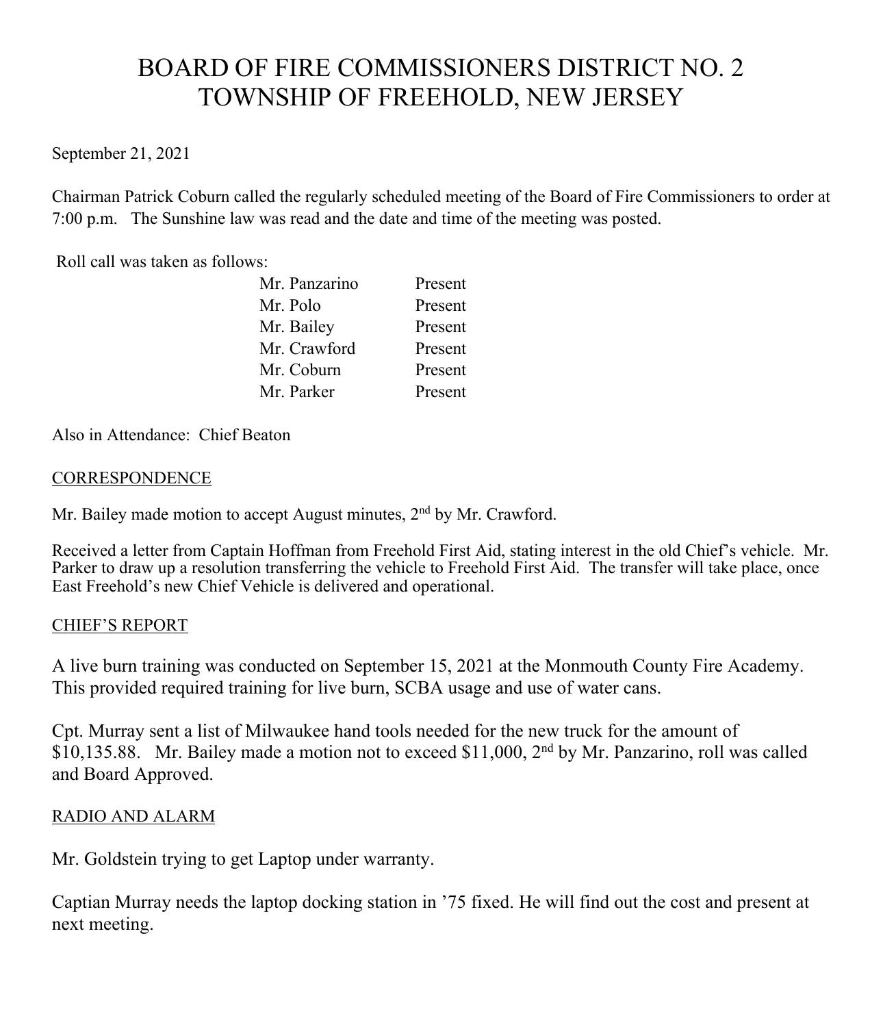# BOARD OF FIRE COMMISSIONERS DISTRICT NO. 2
# TOWNSHIP OF FREEHOLD, NEW JERSEY

September 21, 2021

Chairman Patrick Coburn called the regularly scheduled meeting of the Board of Fire Commissioners to order at 7:00 p.m. The Sunshine law was read and the date and time of the meeting was posted.

Roll call was taken as follows:

| | |
|---|---|
| Mr. Panzarino | Present |
| Mr. Polo | Present |
| Mr. Bailey | Present |
| Mr. Crawford | Present |
| Mr. Coburn | Present |
| Mr. Parker | Present |

Also in Attendance: Chief Beaton

## CORRESPONDENCE

Mr. Bailey made motion to accept August minutes, 2nd by Mr. Crawford.

Received a letter from Captain Hoffman from Freehold First Aid, stating interest in the old Chief's vehicle. Mr. Parker to draw up a resolution transferring the vehicle to Freehold First Aid. The transfer will take place, once East Freehold's new Chief Vehicle is delivered and operational.

## CHIEF'S REPORT

A live burn training was conducted on September 15, 2021 at the Monmouth County Fire Academy. This provided required training for live burn, SCBA usage and use of water cans.

Cpt. Murray sent a list of Milwaukee hand tools needed for the new truck for the amount of $10,135.88. Mr. Bailey made a motion not to exceed $11,000, 2nd by Mr. Panzarino, roll was called and Board Approved.

## RADIO AND ALARM

Mr. Goldstein trying to get Laptop under warranty.

Captian Murray needs the laptop docking station in '75 fixed. He will find out the cost and present at next meeting.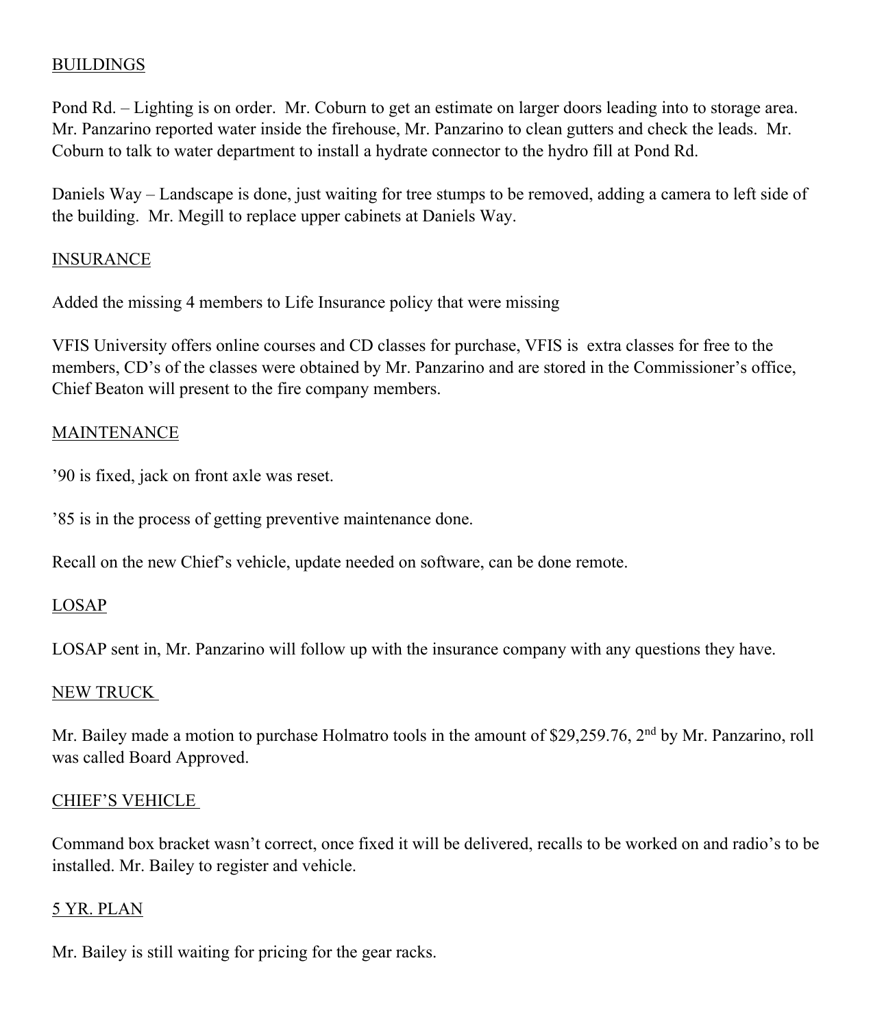BUILDINGS

Pond Rd. – Lighting is on order. Mr. Coburn to get an estimate on larger doors leading into to storage area. Mr. Panzarino reported water inside the firehouse, Mr. Panzarino to clean gutters and check the leads. Mr. Coburn to talk to water department to install a hydrate connector to the hydro fill at Pond Rd.

Daniels Way – Landscape is done, just waiting for tree stumps to be removed, adding a camera to left side of the building. Mr. Megill to replace upper cabinets at Daniels Way.

INSURANCE

Added the missing 4 members to Life Insurance policy that were missing

VFIS University offers online courses and CD classes for purchase, VFIS is extra classes for free to the members, CD's of the classes were obtained by Mr. Panzarino and are stored in the Commissioner's office, Chief Beaton will present to the fire company members.

MAINTENANCE

'90 is fixed, jack on front axle was reset.

'85 is in the process of getting preventive maintenance done.

Recall on the new Chief's vehicle, update needed on software, can be done remote.

LOSAP

LOSAP sent in, Mr. Panzarino will follow up with the insurance company with any questions they have.

NEW TRUCK

Mr. Bailey made a motion to purchase Holmatro tools in the amount of $29,259.76, 2nd by Mr. Panzarino, roll was called Board Approved.

CHIEF'S VEHICLE

Command box bracket wasn't correct, once fixed it will be delivered, recalls to be worked on and radio's to be installed. Mr. Bailey to register and vehicle.

5 YR. PLAN

Mr. Bailey is still waiting for pricing for the gear racks.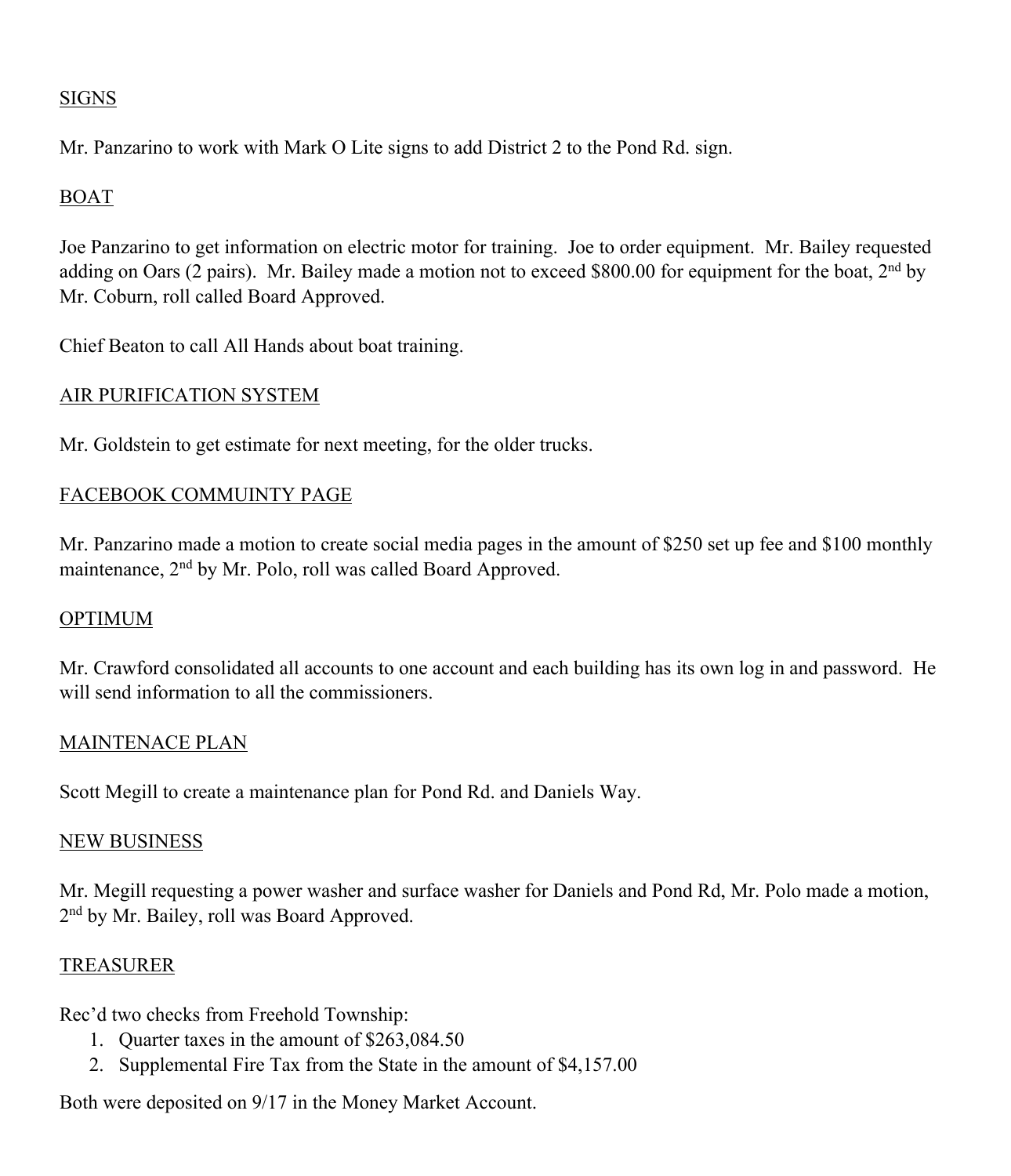SIGNS

Mr. Panzarino to work with Mark O Lite signs to add District 2 to the Pond Rd. sign.

BOAT

Joe Panzarino to get information on electric motor for training. Joe to order equipment. Mr. Bailey requested adding on Oars (2 pairs). Mr. Bailey made a motion not to exceed $800.00 for equipment for the boat, 2nd by Mr. Coburn, roll called Board Approved.

Chief Beaton to call All Hands about boat training.

AIR PURIFICATION SYSTEM

Mr. Goldstein to get estimate for next meeting, for the older trucks.

FACEBOOK COMMUINTY PAGE

Mr. Panzarino made a motion to create social media pages in the amount of $250 set up fee and $100 monthly maintenance, 2nd by Mr. Polo, roll was called Board Approved.

OPTIMUM

Mr. Crawford consolidated all accounts to one account and each building has its own log in and password. He will send information to all the commissioners.

MAINTENACE PLAN

Scott Megill to create a maintenance plan for Pond Rd. and Daniels Way.

NEW BUSINESS

Mr. Megill requesting a power washer and surface washer for Daniels and Pond Rd, Mr. Polo made a motion, 2nd by Mr. Bailey, roll was Board Approved.

TREASURER

Rec'd two checks from Freehold Township:

1. Quarter taxes in the amount of $263,084.50
2. Supplemental Fire Tax from the State in the amount of $4,157.00

Both were deposited on 9/17 in the Money Market Account.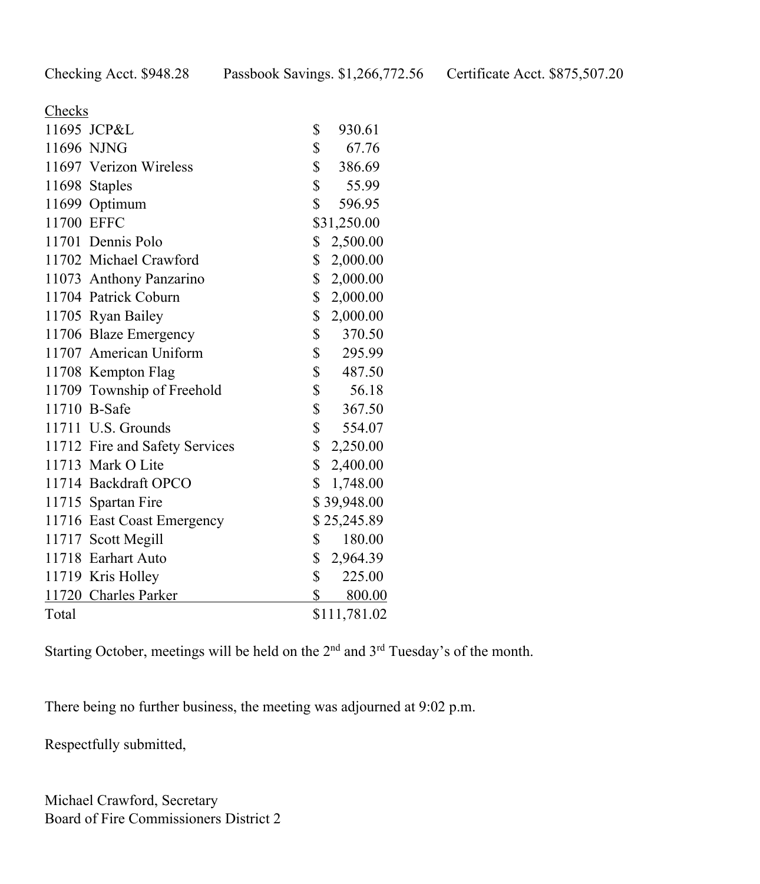Checking Acct. $948.28    Passbook Savings. $1,266,772.56    Certificate Acct. $875,507.20

Checks

| | |
|---|---|
| 11695 JCP&L | $ 930.61 |
| 11696 NJNG | $ 67.76 |
| 11697 Verizon Wireless | $ 386.69 |
| 11698 Staples | $ 55.99 |
| 11699 Optimum | $ 596.95 |
| 11700 EFFC | $31,250.00 |
| 11701 Dennis Polo | $ 2,500.00 |
| 11702 Michael Crawford | $ 2,000.00 |
| 11073 Anthony Panzarino | $ 2,000.00 |
| 11704 Patrick Coburn | $ 2,000.00 |
| 11705 Ryan Bailey | $ 2,000.00 |
| 11706 Blaze Emergency | $ 370.50 |
| 11707 American Uniform | $ 295.99 |
| 11708 Kempton Flag | $ 487.50 |
| 11709 Township of Freehold | $ 56.18 |
| 11710 B-Safe | $ 367.50 |
| 11711 U.S. Grounds | $ 554.07 |
| 11712 Fire and Safety Services | $ 2,250.00 |
| 11713 Mark O Lite | $ 2,400.00 |
| 11714 Backdraft OPCO | $ 1,748.00 |
| 11715 Spartan Fire | $ 39,948.00 |
| 11716 East Coast Emergency | $ 25,245.89 |
| 11717 Scott Megill | $ 180.00 |
| 11718 Earhart Auto | $ 2,964.39 |
| 11719 Kris Holley | $ 225.00 |
| 11720 Charles Parker | $ 800.00 |
| Total | $111,781.02 |

Starting October, meetings will be held on the 2nd and 3rd Tuesday's of the month.

There being no further business, the meeting was adjourned at 9:02 p.m.

Respectfully submitted,

Michael Crawford, Secretary
Board of Fire Commissioners District 2